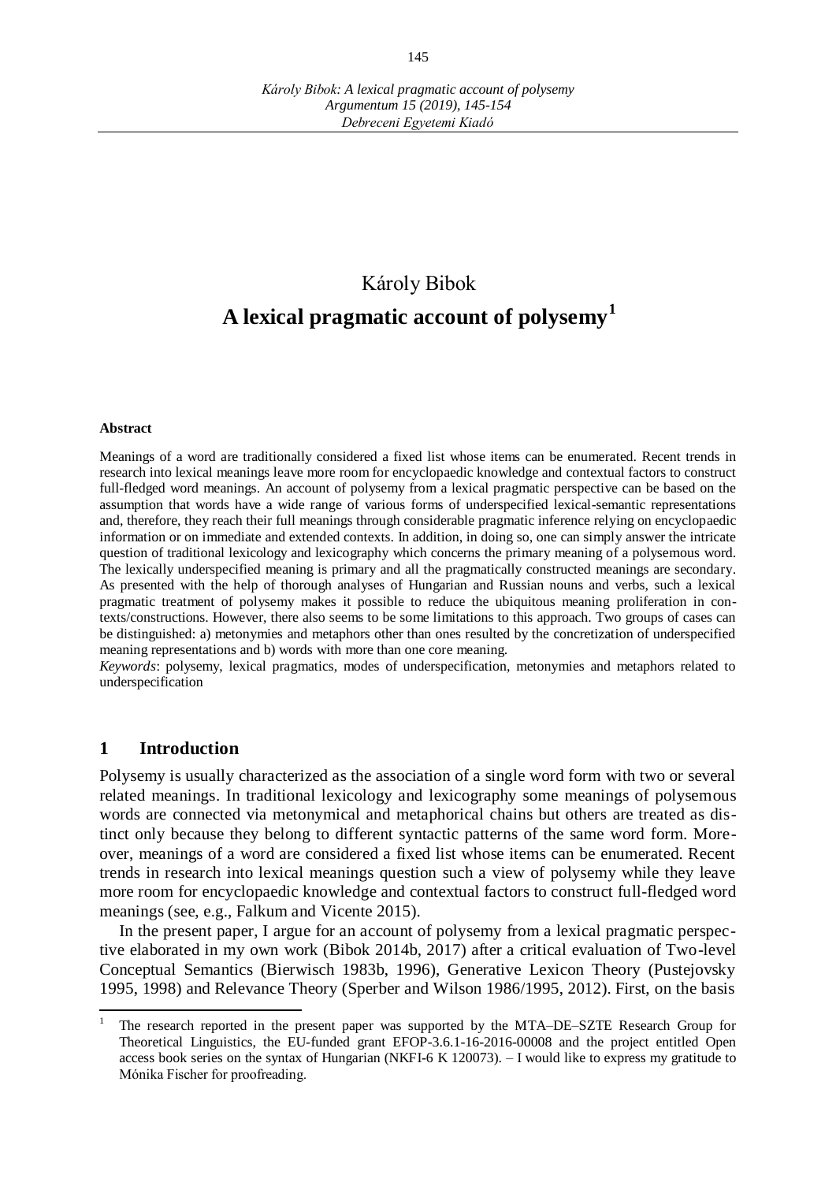Károly Bibok

# A lexical pragmatic account of polysemy[1]

**Abstract**

Meanings of a word are traditionally considered a fixed list whose items can be enumerated. Recent trends in research into lexical meanings leave more room for encyclopaedic knowledge and contextual factors to construct full-fledged word meanings. An account of polysemy from a lexical pragmatic perspective can be based on the assumption that words have a wide range of various forms of underspecified lexical-semantic representations and, therefore, they reach their full meanings through considerable pragmatic inference relying on encyclopaedic information or on immediate and extended contexts. In addition, in doing so, one can simply answer the intricate question of traditional lexicology and lexicography which concerns the primary meaning of a polysemous word. The lexically underspecified meaning is primary and all the pragmatically constructed meanings are secondary. As presented with the help of thorough analyses of Hungarian and Russian nouns and verbs, such a lexical pragmatic treatment of polysemy makes it possible to reduce the ubiquitous meaning proliferation in contexts/constructions. However, there also seems to be some limitations to this approach. Two groups of cases can be distinguished: a) metonymies and metaphors other than ones resulted by the concretization of underspecified meaning representations and b) words with more than one core meaning.

*Keywords*: polysemy, lexical pragmatics, modes of underspecification, metonymies and metaphors related to underspecification

## 1 Introduction

Polysemy is usually characterized as the association of a single word form with two or several related meanings. In traditional lexicology and lexicography some meanings of polysemous words are connected via metonymical and metaphorical chains but others are treated as distinct only because they belong to different syntactic patterns of the same word form. Moreover, meanings of a word are considered a fixed list whose items can be enumerated. Recent trends in research into lexical meanings question such a view of polysemy while they leave more room for encyclopaedic knowledge and contextual factors to construct full-fledged word meanings (see, e.g., Falkum and Vicente 2015).

In the present paper, I argue for an account of polysemy from a lexical pragmatic perspective elaborated in my own work (Bibok 2014b, 2017) after a critical evaluation of Two-level Conceptual Semantics (Bierwisch 1983b, 1996), Generative Lexicon Theory (Pustejovsky 1995, 1998) and Relevance Theory (Sperber and Wilson 1986/1995, 2012). First, on the basis

[1] The research reported in the present paper was supported by the MTA–DE–SZTE Research Group for Theoretical Linguistics, the EU-funded grant EFOP-3.6.1-16-2016-00008 and the project entitled Open access book series on the syntax of Hungarian (NKFI-6 K 120073). – I would like to express my gratitude to Mónika Fischer for proofreading.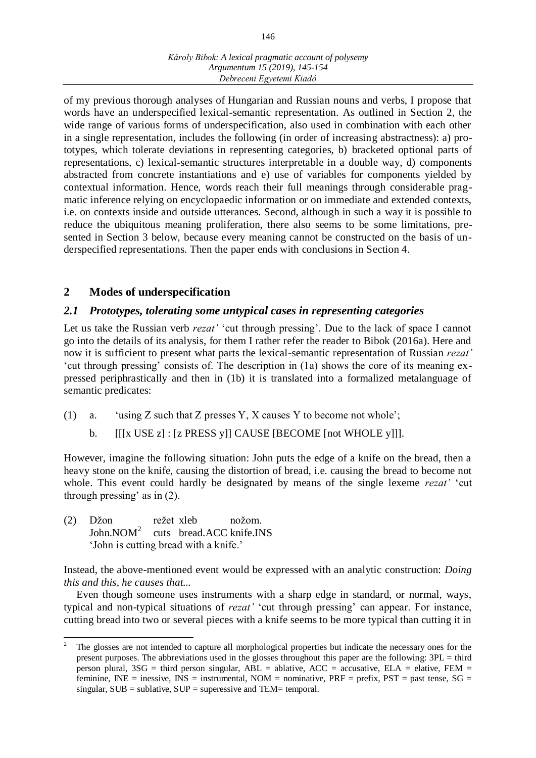of my previous thorough analyses of Hungarian and Russian nouns and verbs, I propose that words have an underspecified lexical-semantic representation. As outlined in Section 2, the wide range of various forms of underspecification, also used in combination with each other in a single representation, includes the following (in order of increasing abstractness): a) prototypes, which tolerate deviations in representing categories, b) bracketed optional parts of representations, c) lexical-semantic structures interpretable in a double way, d) components abstracted from concrete instantiations and e) use of variables for components yielded by contextual information. Hence, words reach their full meanings through considerable pragmatic inference relying on encyclopaedic information or on immediate and extended contexts, i.e. on contexts inside and outside utterances. Second, although in such a way it is possible to reduce the ubiquitous meaning proliferation, there also seems to be some limitations, presented in Section 3 below, because every meaning cannot be constructed on the basis of underspecified representations. Then the paper ends with conclusions in Section 4.

## 2 Modes of underspecification

### *2.1 Prototypes, tolerating some untypical cases in representing categories*

Let us take the Russian verb *rezat'* 'cut through pressing'. Due to the lack of space I cannot go into the details of its analysis, for them I rather refer the reader to Bibok (2016a). Here and now it is sufficient to present what parts the lexical-semantic representation of Russian *rezat'* 'cut through pressing' consists of. The description in (1a) shows the core of its meaning expressed periphrastically and then in (1b) it is translated into a formalized metalanguage of semantic predicates:

(1) a. 'using Z such that Z presses Y, X causes Y to become not whole';

b. [[[x USE z] : [z PRESS y]] CAUSE [BECOME [not WHOLE y]]].

However, imagine the following situation: John puts the edge of a knife on the bread, then a heavy stone on the knife, causing the distortion of bread, i.e. causing the bread to become not whole. This event could hardly be designated by means of the single lexeme *rezat'* 'cut through pressing' as in (2).

(2) Džon režet xleb nožom.
John.NOM[2] cuts bread.ACC knife.INS
'John is cutting bread with a knife.'

Instead, the above-mentioned event would be expressed with an analytic construction: *Doing this and this, he causes that...*

Even though someone uses instruments with a sharp edge in standard, or normal, ways, typical and non-typical situations of *rezat'* 'cut through pressing' can appear. For instance, cutting bread into two or several pieces with a knife seems to be more typical than cutting it in

[2] The glosses are not intended to capture all morphological properties but indicate the necessary ones for the present purposes. The abbreviations used in the glosses throughout this paper are the following: 3PL = third person plural, 3SG = third person singular, ABL = ablative, ACC = accusative, ELA = elative, FEM = feminine, INE = inessive, INS = instrumental, NOM = nominative, PRF = prefix, PST = past tense, SG = singular, SUB = sublative, SUP = superessive and TEM= temporal.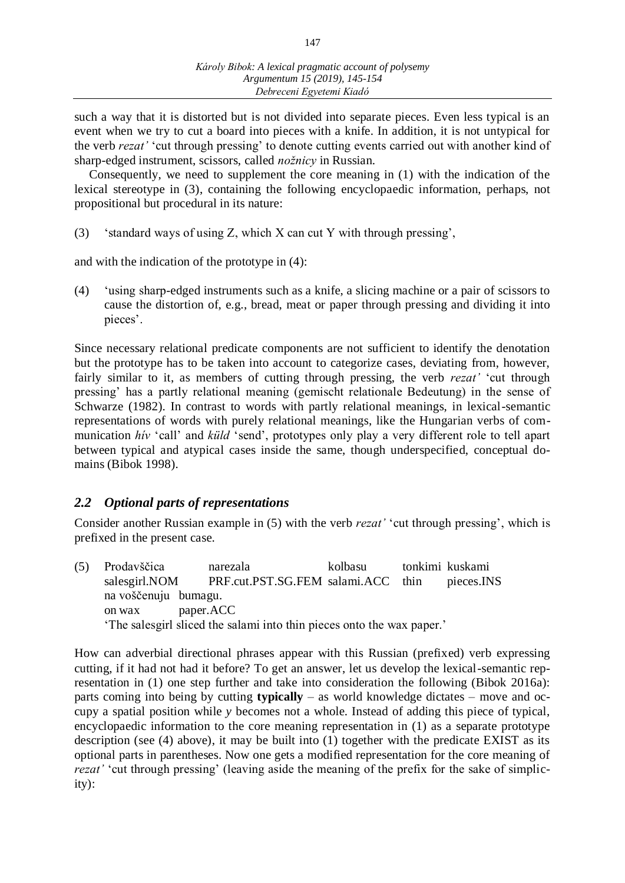such a way that it is distorted but is not divided into separate pieces. Even less typical is an event when we try to cut a board into pieces with a knife. In addition, it is not untypical for the verb *rezat'* 'cut through pressing' to denote cutting events carried out with another kind of sharp-edged instrument, scissors, called *nožnicy* in Russian.

Consequently, we need to supplement the core meaning in (1) with the indication of the lexical stereotype in (3), containing the following encyclopaedic information, perhaps, not propositional but procedural in its nature:

(3) 'standard ways of using Z, which X can cut Y with through pressing',

and with the indication of the prototype in (4):

(4) 'using sharp-edged instruments such as a knife, a slicing machine or a pair of scissors to cause the distortion of, e.g., bread, meat or paper through pressing and dividing it into pieces'.

Since necessary relational predicate components are not sufficient to identify the denotation but the prototype has to be taken into account to categorize cases, deviating from, however, fairly similar to it, as members of cutting through pressing, the verb *rezat'* 'cut through pressing' has a partly relational meaning (gemischt relationale Bedeutung) in the sense of Schwarze (1982). In contrast to words with partly relational meanings, in lexical-semantic representations of words with purely relational meanings, like the Hungarian verbs of communication *hív* 'call' and *küld* 'send', prototypes only play a very different role to tell apart between typical and atypical cases inside the same, though underspecified, conceptual domains (Bibok 1998).

## *2.2 Optional parts of representations*

Consider another Russian example in (5) with the verb *rezat'* 'cut through pressing', which is prefixed in the present case.

(5) Prodavščica narezala kolbasu tonkimi kuskami
salesgirl.NOM PRF.cut.PST.SG.FEM salami.ACC thin pieces.INS
na voščenuju bumagu.
on wax paper.ACC
'The salesgirl sliced the salami into thin pieces onto the wax paper.'

How can adverbial directional phrases appear with this Russian (prefixed) verb expressing cutting, if it had not had it before? To get an answer, let us develop the lexical-semantic representation in (1) one step further and take into consideration the following (Bibok 2016a): parts coming into being by cutting **typically** – as world knowledge dictates – move and occupy a spatial position while *y* becomes not a whole. Instead of adding this piece of typical, encyclopaedic information to the core meaning representation in (1) as a separate prototype description (see (4) above), it may be built into (1) together with the predicate EXIST as its optional parts in parentheses. Now one gets a modified representation for the core meaning of *rezat'* 'cut through pressing' (leaving aside the meaning of the prefix for the sake of simplicity):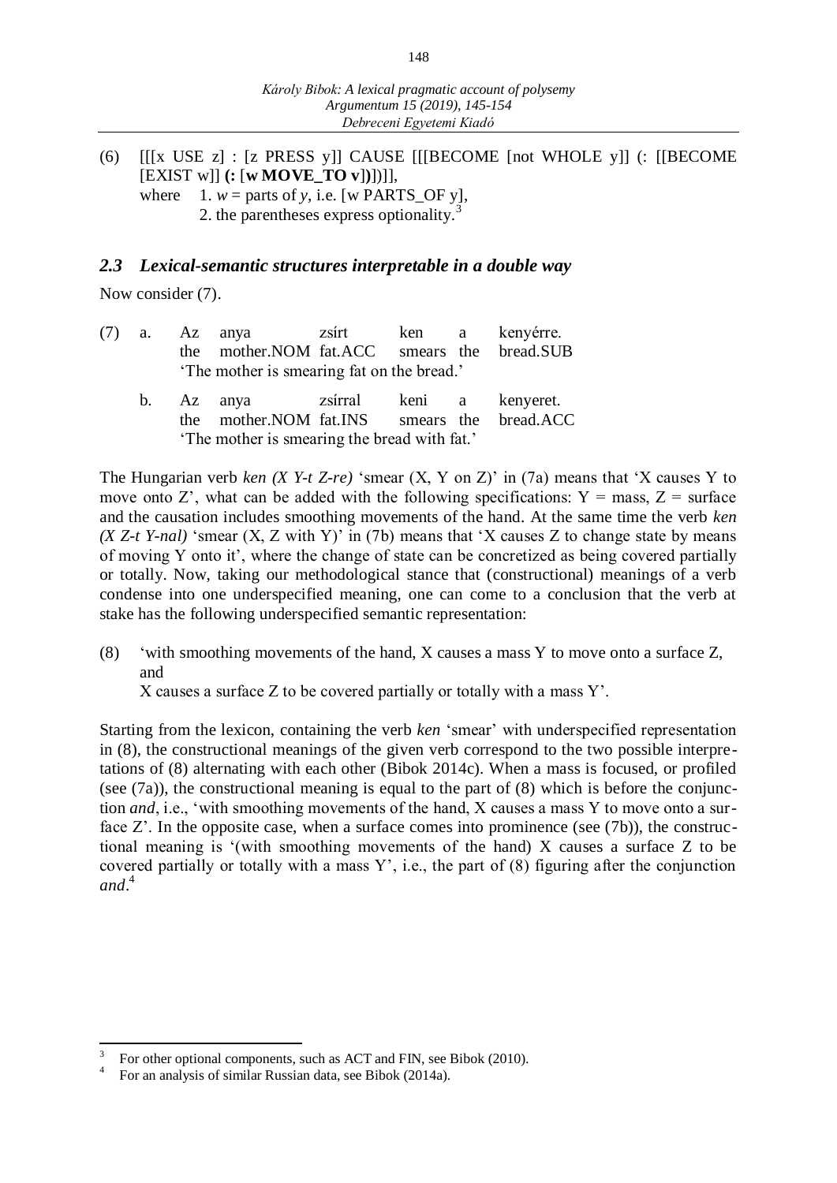(6) [[[x USE z] : [z PRESS y]] CAUSE [[[BECOME [not WHOLE y]] (: [[BECOME [EXIST w]] **(:** [**w MOVE_TO v**]**)**])]],
where 1. *w* = parts of *y*, i.e. [w PARTS_OF y],
2. the parentheses express optionality.[3]

### *2.3 Lexical-semantic structures interpretable in a double way*

Now consider (7).

(7) a. Az anya zsírt ken a kenyérre.
the mother.NOM fat.ACC smears the bread.SUB
'The mother is smearing fat on the bread.'

b. Az anya zsírral keni a kenyeret.
the mother.NOM fat.INS smears the bread.ACC
'The mother is smearing the bread with fat.'

The Hungarian verb *ken (X Y-t Z-re)* 'smear (X, Y on Z)' in (7a) means that 'X causes Y to move onto Z', what can be added with the following specifications: Y = mass, Z = surface and the causation includes smoothing movements of the hand. At the same time the verb *ken (X Z-t Y-nal)* 'smear (X, Z with Y)' in (7b) means that 'X causes Z to change state by means of moving Y onto it', where the change of state can be concretized as being covered partially or totally. Now, taking our methodological stance that (constructional) meanings of a verb condense into one underspecified meaning, one can come to a conclusion that the verb at stake has the following underspecified semantic representation:

(8) 'with smoothing movements of the hand, X causes a mass Y to move onto a surface Z, and
X causes a surface Z to be covered partially or totally with a mass Y'.

Starting from the lexicon, containing the verb *ken* 'smear' with underspecified representation in (8), the constructional meanings of the given verb correspond to the two possible interpretations of (8) alternating with each other (Bibok 2014c). When a mass is focused, or profiled (see (7a)), the constructional meaning is equal to the part of (8) which is before the conjunction *and*, i.e., 'with smoothing movements of the hand, X causes a mass Y to move onto a surface Z'. In the opposite case, when a surface comes into prominence (see (7b)), the constructional meaning is '(with smoothing movements of the hand) X causes a surface Z to be covered partially or totally with a mass Y', i.e., the part of (8) figuring after the conjunction *and*.[4]

---

[3] For other optional components, such as ACT and FIN, see Bibok (2010).

[4] For an analysis of similar Russian data, see Bibok (2014a).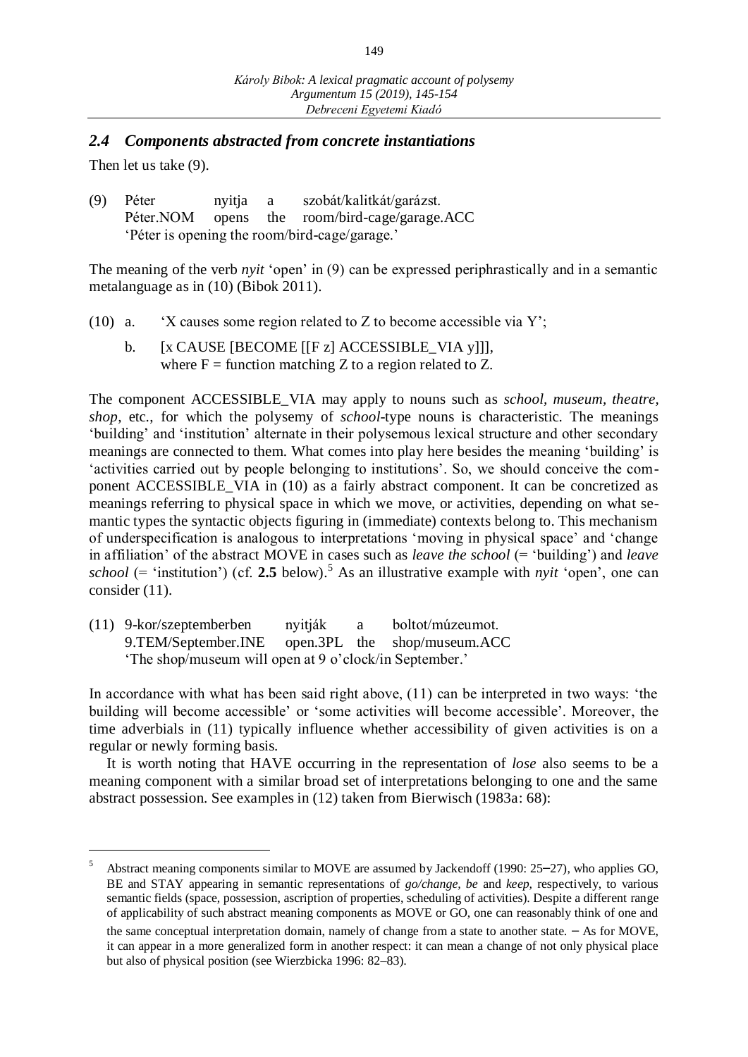### *2.4 Components abstracted from concrete instantiations*

Then let us take (9).

(9) Péter nyitja a szobát/kalitkát/garázst.
Péter.NOM opens the room/bird-cage/garage.ACC
'Péter is opening the room/bird-cage/garage.'

The meaning of the verb *nyit* 'open' in (9) can be expressed periphrastically and in a semantic metalanguage as in (10) (Bibok 2011).

(10) a. 'X causes some region related to Z to become accessible via Y';

b. [x CAUSE [BECOME [[F z] ACCESSIBLE_VIA y]]],
where F = function matching Z to a region related to Z.

The component ACCESSIBLE_VIA may apply to nouns such as *school*, *museum*, *theatre*, *shop*, etc., for which the polysemy of *school*-type nouns is characteristic. The meanings 'building' and 'institution' alternate in their polysemous lexical structure and other secondary meanings are connected to them. What comes into play here besides the meaning 'building' is 'activities carried out by people belonging to institutions'. So, we should conceive the component ACCESSIBLE_VIA in (10) as a fairly abstract component. It can be concretized as meanings referring to physical space in which we move, or activities, depending on what semantic types the syntactic objects figuring in (immediate) contexts belong to. This mechanism of underspecification is analogous to interpretations 'moving in physical space' and 'change in affiliation' of the abstract MOVE in cases such as *leave the school* (= 'building') and *leave school* (= 'institution') (cf. **2.5** below).[5] As an illustrative example with *nyit* 'open', one can consider (11).

(11) 9-kor/szeptemberben nyitják a boltot/múzeumot.
9.TEM/September.INE open.3PL the shop/museum.ACC
'The shop/museum will open at 9 o'clock/in September.'

In accordance with what has been said right above, (11) can be interpreted in two ways: 'the building will become accessible' or 'some activities will become accessible'. Moreover, the time adverbials in (11) typically influence whether accessibility of given activities is on a regular or newly forming basis.

It is worth noting that HAVE occurring in the representation of *lose* also seems to be a meaning component with a similar broad set of interpretations belonging to one and the same abstract possession. See examples in (12) taken from Bierwisch (1983a: 68):

---

[5] Abstract meaning components similar to MOVE are assumed by Jackendoff (1990: 25–27), who applies GO, BE and STAY appearing in semantic representations of *go/change*, *be* and *keep*, respectively, to various semantic fields (space, possession, ascription of properties, scheduling of activities). Despite a different range of applicability of such abstract meaning components as MOVE or GO, one can reasonably think of one and the same conceptual interpretation domain, namely of change from a state to another state. – As for MOVE, it can appear in a more generalized form in another respect: it can mean a change of not only physical place but also of physical position (see Wierzbicka 1996: 82–83).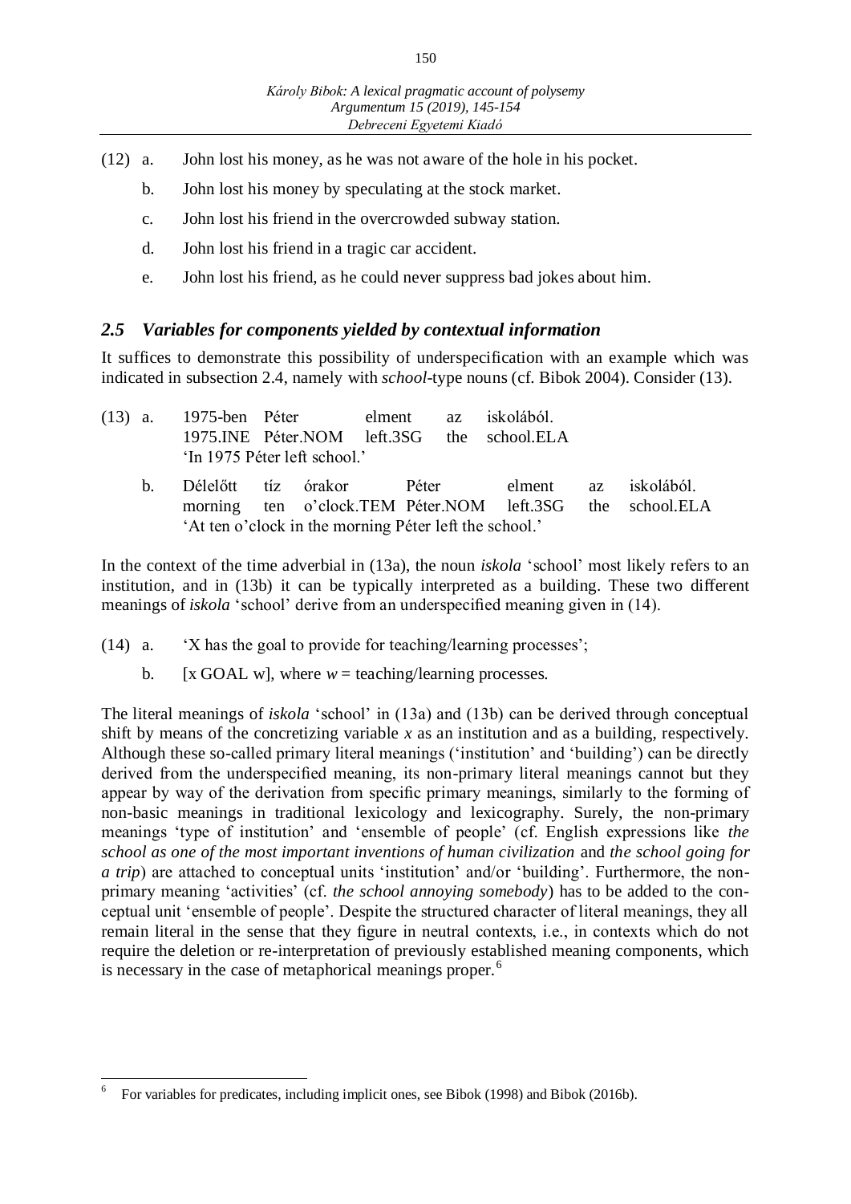(12) a. John lost his money, as he was not aware of the hole in his pocket.

b. John lost his money by speculating at the stock market.

c. John lost his friend in the overcrowded subway station.

d. John lost his friend in a tragic car accident.

e. John lost his friend, as he could never suppress bad jokes about him.

### *2.5 Variables for components yielded by contextual information*

It suffices to demonstrate this possibility of underspecification with an example which was indicated in subsection 2.4, namely with *school*-type nouns (cf. Bibok 2004). Consider (13).

(13) a. 1975-ben Péter elment az iskolából.
1975.INE Péter.NOM left.3SG the school.ELA
'In 1975 Péter left school.'

b. Délelőtt tíz órakor Péter elment az iskolából.
morning ten o'clock.TEM Péter.NOM left.3SG the school.ELA
'At ten o'clock in the morning Péter left the school.'

In the context of the time adverbial in (13a), the noun *iskola* 'school' most likely refers to an institution, and in (13b) it can be typically interpreted as a building. These two different meanings of *iskola* 'school' derive from an underspecified meaning given in (14).

(14) a. 'X has the goal to provide for teaching/learning processes';

b. [x GOAL w], where *w* = teaching/learning processes.

The literal meanings of *iskola* 'school' in (13a) and (13b) can be derived through conceptual shift by means of the concretizing variable *x* as an institution and as a building, respectively. Although these so-called primary literal meanings ('institution' and 'building') can be directly derived from the underspecified meaning, its non-primary literal meanings cannot but they appear by way of the derivation from specific primary meanings, similarly to the forming of non-basic meanings in traditional lexicology and lexicography. Surely, the non-primary meanings 'type of institution' and 'ensemble of people' (cf. English expressions like *the school as one of the most important inventions of human civilization* and *the school going for a trip*) are attached to conceptual units 'institution' and/or 'building'. Furthermore, the non-primary meaning 'activities' (cf. *the school annoying somebody*) has to be added to the conceptual unit 'ensemble of people'. Despite the structured character of literal meanings, they all remain literal in the sense that they figure in neutral contexts, i.e., in contexts which do not require the deletion or re-interpretation of previously established meaning components, which is necessary in the case of metaphorical meanings proper.[6]

[6] For variables for predicates, including implicit ones, see Bibok (1998) and Bibok (2016b).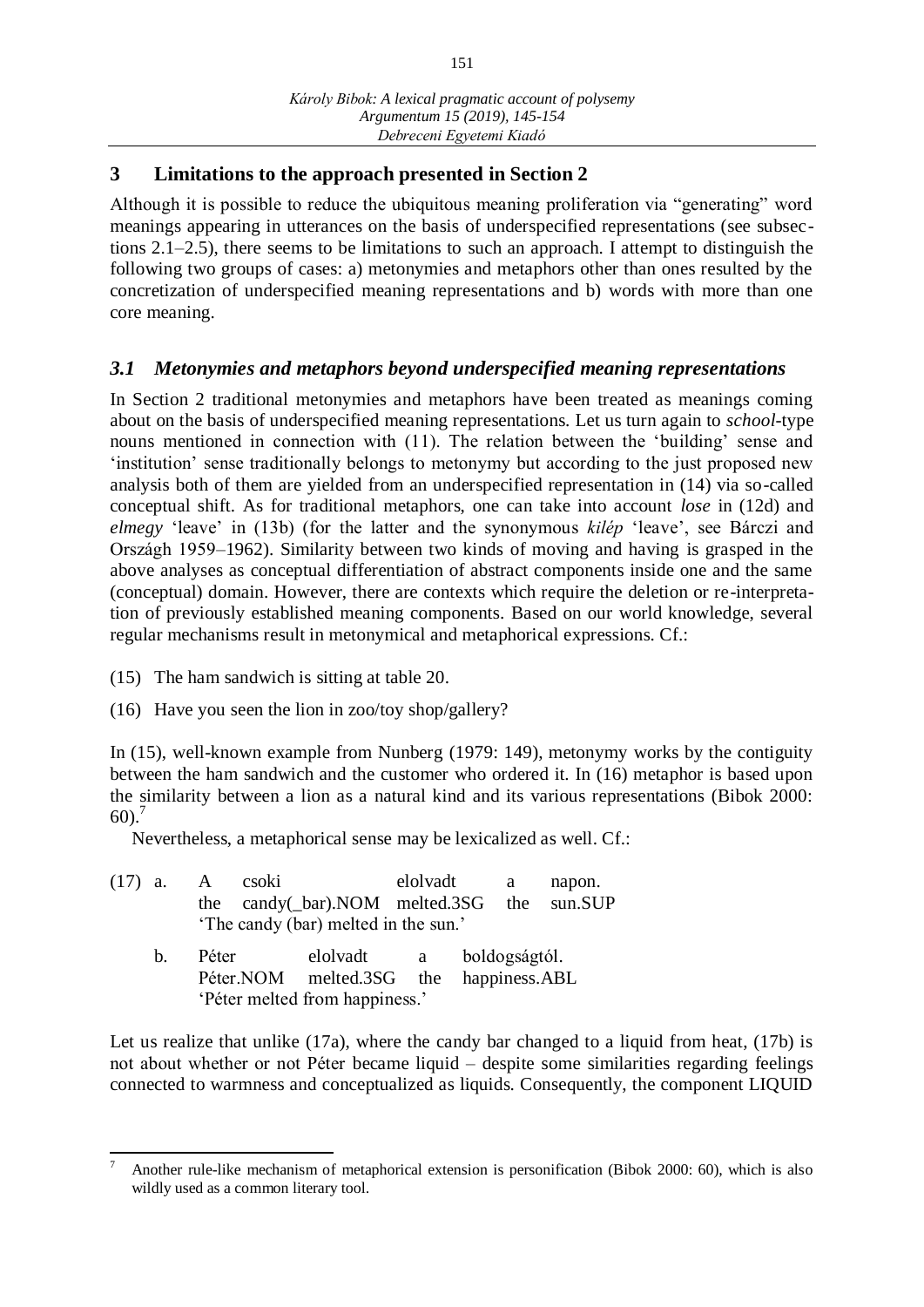## 3 Limitations to the approach presented in Section 2

Although it is possible to reduce the ubiquitous meaning proliferation via "generating" word meanings appearing in utterances on the basis of underspecified representations (see subsections 2.1–2.5), there seems to be limitations to such an approach. I attempt to distinguish the following two groups of cases: a) metonymies and metaphors other than ones resulted by the concretization of underspecified meaning representations and b) words with more than one core meaning.

### *3.1 Metonymies and metaphors beyond underspecified meaning representations*

In Section 2 traditional metonymies and metaphors have been treated as meanings coming about on the basis of underspecified meaning representations. Let us turn again to *school*-type nouns mentioned in connection with (11). The relation between the 'building' sense and 'institution' sense traditionally belongs to metonymy but according to the just proposed new analysis both of them are yielded from an underspecified representation in (14) via so-called conceptual shift. As for traditional metaphors, one can take into account *lose* in (12d) and *elmegy* 'leave' in (13b) (for the latter and the synonymous *kilép* 'leave', see Bárczi and Országh 1959–1962). Similarity between two kinds of moving and having is grasped in the above analyses as conceptual differentiation of abstract components inside one and the same (conceptual) domain. However, there are contexts which require the deletion or re-interpretation of previously established meaning components. Based on our world knowledge, several regular mechanisms result in metonymical and metaphorical expressions. Cf.:

(15) The ham sandwich is sitting at table 20.

(16) Have you seen the lion in zoo/toy shop/gallery?

In (15), well-known example from Nunberg (1979: 149), metonymy works by the contiguity between the ham sandwich and the customer who ordered it. In (16) metaphor is based upon the similarity between a lion as a natural kind and its various representations (Bibok 2000: 60).[7]

Nevertheless, a metaphorical sense may be lexicalized as well. Cf.:

(17) a. A csoki elolvadt a napon.
the candy(_bar).NOM melted.3SG the sun.SUP
'The candy (bar) melted in the sun.'

b. Péter elolvadt a boldogságtól.
Péter.NOM melted.3SG the happiness.ABL
'Péter melted from happiness.'

Let us realize that unlike (17a), where the candy bar changed to a liquid from heat, (17b) is not about whether or not Péter became liquid – despite some similarities regarding feelings connected to warmness and conceptualized as liquids. Consequently, the component LIQUID

---

[7] Another rule-like mechanism of metaphorical extension is personification (Bibok 2000: 60), which is also wildly used as a common literary tool.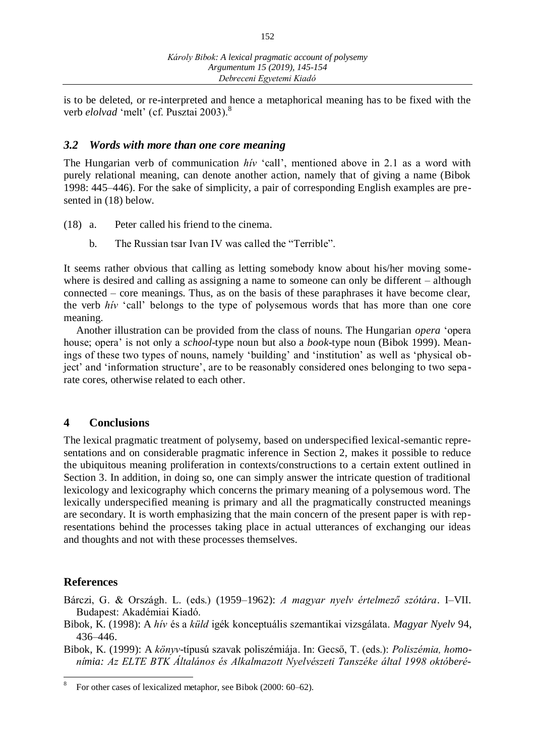is to be deleted, or re-interpreted and hence a metaphorical meaning has to be fixed with the verb *elolvad* 'melt' (cf. Pusztai 2003).[8]

### *3.2 Words with more than one core meaning*

The Hungarian verb of communication *hív* 'call', mentioned above in 2.1 as a word with purely relational meaning, can denote another action, namely that of giving a name (Bibok 1998: 445–446). For the sake of simplicity, a pair of corresponding English examples are presented in (18) below.

(18) a. Peter called his friend to the cinema.

b. The Russian tsar Ivan IV was called the "Terrible".

It seems rather obvious that calling as letting somebody know about his/her moving somewhere is desired and calling as assigning a name to someone can only be different – although connected – core meanings. Thus, as on the basis of these paraphrases it have become clear, the verb *hív* 'call' belongs to the type of polysemous words that has more than one core meaning.

Another illustration can be provided from the class of nouns. The Hungarian *opera* 'opera house; opera' is not only a *school*-type noun but also a *book*-type noun (Bibok 1999). Meanings of these two types of nouns, namely 'building' and 'institution' as well as 'physical object' and 'information structure', are to be reasonably considered ones belonging to two separate cores, otherwise related to each other.

## 4 Conclusions

The lexical pragmatic treatment of polysemy, based on underspecified lexical-semantic representations and on considerable pragmatic inference in Section 2, makes it possible to reduce the ubiquitous meaning proliferation in contexts/constructions to a certain extent outlined in Section 3. In addition, in doing so, one can simply answer the intricate question of traditional lexicology and lexicography which concerns the primary meaning of a polysemous word. The lexically underspecified meaning is primary and all the pragmatically constructed meanings are secondary. It is worth emphasizing that the main concern of the present paper is with representations behind the processes taking place in actual utterances of exchanging our ideas and thoughts and not with these processes themselves.

## References

Bárczi, G. & Országh. L. (eds.) (1959–1962): *A magyar nyelv értelmező szótára*. I–VII. Budapest: Akadémiai Kiadó.

Bibok, K. (1998): A *hív* és a *küld* igék konceptuális szemantikai vizsgálata. *Magyar Nyelv* 94, 436–446.

Bibok, K. (1999): A *könyv*-típusú szavak poliszémiája. In: Gecső, T. (eds.): *Poliszémia, homonímia: Az ELTE BTK Általános és Alkalmazott Nyelvészeti Tanszéke által 1998 októberé-*

[8] For other cases of lexicalized metaphor, see Bibok (2000: 60–62).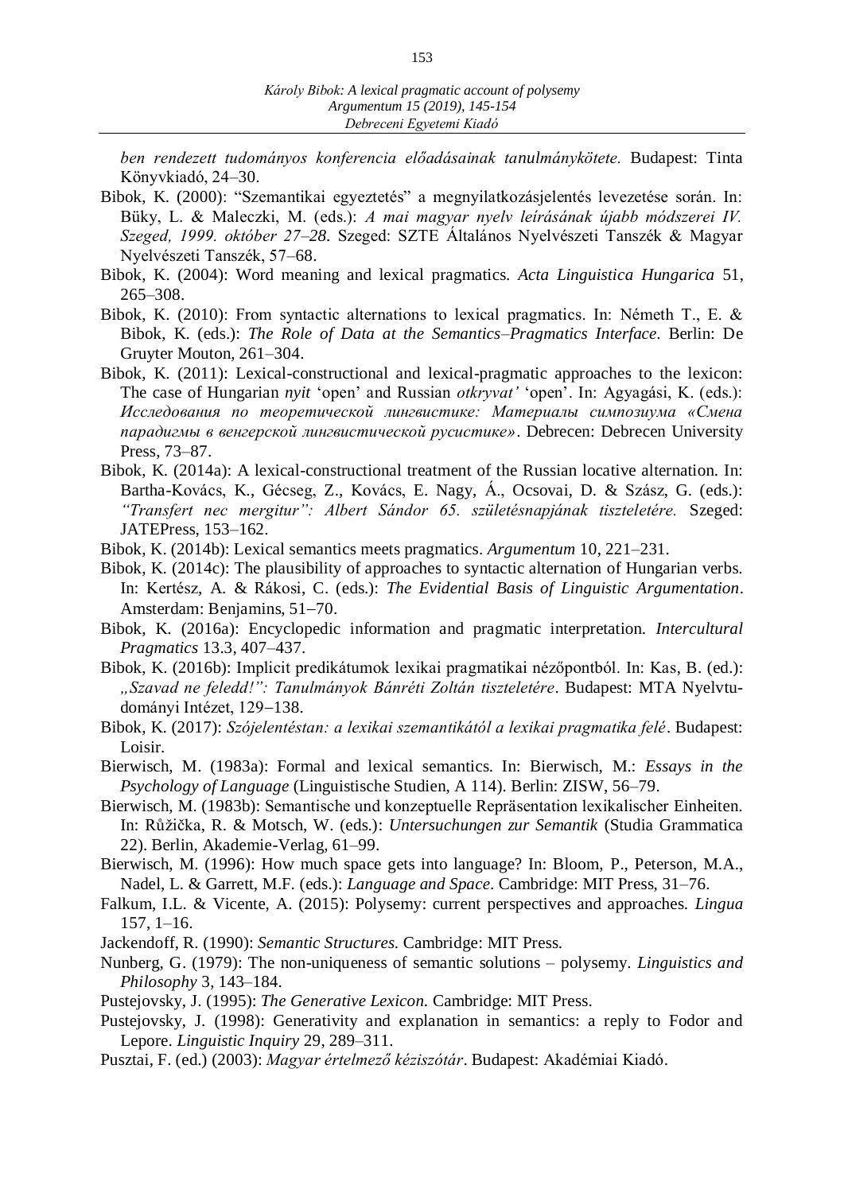*ben rendezett tudományos konferencia előadásainak tanulmánykötete.* Budapest: Tinta Könyvkiadó, 24–30.

Bibok, K. (2000): "Szemantikai egyeztetés" a megnyilatkozásjelentés levezetése során. In: Büky, L. & Maleczki, M. (eds.): *A mai magyar nyelv leírásának újabb módszerei IV. Szeged, 1999. október 27–28*. Szeged: SZTE Általános Nyelvészeti Tanszék & Magyar Nyelvészeti Tanszék, 57–68.

Bibok, K. (2004): Word meaning and lexical pragmatics. *Acta Linguistica Hungarica* 51, 265–308.

Bibok, K. (2010): From syntactic alternations to lexical pragmatics. In: Németh T., E. & Bibok, K. (eds.): *The Role of Data at the Semantics–Pragmatics Interface*. Berlin: De Gruyter Mouton, 261–304.

Bibok, K. (2011): Lexical-constructional and lexical-pragmatic approaches to the lexicon: The case of Hungarian *nyit* 'open' and Russian *otkryvat'* 'open'. In: Agyagási, K. (eds.): *Исследования по теоретической лингвистике: Материалы симпозиума «Смена парадигмы в венгерской лингвистической русистике»*. Debrecen: Debrecen University Press, 73–87.

Bibok, K. (2014a): A lexical-constructional treatment of the Russian locative alternation. In: Bartha-Kovács, K., Gécseg, Z., Kovács, E. Nagy, Á., Ocsovai, D. & Szász, G. (eds.): *"Transfert nec mergitur": Albert Sándor 65. születésnapjának tiszteletére.* Szeged: JATEPress, 153–162.

Bibok, K. (2014b): Lexical semantics meets pragmatics. *Argumentum* 10, 221–231.

Bibok, K. (2014c): The plausibility of approaches to syntactic alternation of Hungarian verbs. In: Kertész, A. & Rákosi, C. (eds.): *The Evidential Basis of Linguistic Argumentation*. Amsterdam: Benjamins, 51–70.

Bibok, K. (2016a): Encyclopedic information and pragmatic interpretation. *Intercultural Pragmatics* 13.3, 407–437.

Bibok, K. (2016b): Implicit predikátumok lexikai pragmatikai nézőpontból. In: Kas, B. (ed.): *„Szavad ne feledd!": Tanulmányok Bánréti Zoltán tiszteletére*. Budapest: MTA Nyelvtudományi Intézet, 129–138.

Bibok, K. (2017): *Szójelentéstan: a lexikai szemantikától a lexikai pragmatika felé*. Budapest: Loisir.

Bierwisch, M. (1983a): Formal and lexical semantics. In: Bierwisch, M.: *Essays in the Psychology of Language* (Linguistische Studien, A 114). Berlin: ZISW, 56–79.

Bierwisch, M. (1983b): Semantische und konzeptuelle Repräsentation lexikalischer Einheiten. In: Růžička, R. & Motsch, W. (eds.): *Untersuchungen zur Semantik* (Studia Grammatica 22). Berlin, Akademie-Verlag, 61–99.

Bierwisch, M. (1996): How much space gets into language? In: Bloom, P., Peterson, M.A., Nadel, L. & Garrett, M.F. (eds.): *Language and Space*. Cambridge: MIT Press, 31–76.

Falkum, I.L. & Vicente, A. (2015): Polysemy: current perspectives and approaches. *Lingua* 157, 1–16.

Jackendoff, R. (1990): *Semantic Structures.* Cambridge: MIT Press.

Nunberg, G. (1979): The non-uniqueness of semantic solutions – polysemy. *Linguistics and Philosophy* 3, 143–184.

Pustejovsky, J. (1995): *The Generative Lexicon.* Cambridge: MIT Press.

Pustejovsky, J. (1998): Generativity and explanation in semantics: a reply to Fodor and Lepore. *Linguistic Inquiry* 29, 289–311.

Pusztai, F. (ed.) (2003): *Magyar értelmező kéziszótár*. Budapest: Akadémiai Kiadó.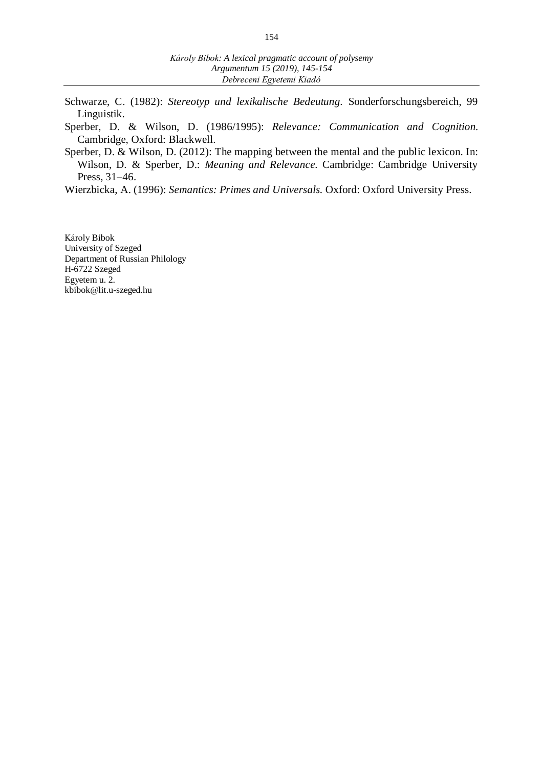Schwarze, C. (1982): *Stereotyp und lexikalische Bedeutung*. Sonderforschungsbereich, 99 Linguistik.

Sperber, D. & Wilson, D. (1986/1995): *Relevance: Communication and Cognition.* Cambridge, Oxford: Blackwell.

Sperber, D. & Wilson, D. (2012): The mapping between the mental and the public lexicon. In: Wilson, D. & Sperber, D.: *Meaning and Relevance.* Cambridge: Cambridge University Press, 31–46.

Wierzbicka, A. (1996): *Semantics: Primes and Universals.* Oxford: Oxford University Press.

Károly Bibok
University of Szeged
Department of Russian Philology
H-6722 Szeged
Egyetem u. 2.
kbibok@lit.u-szeged.hu